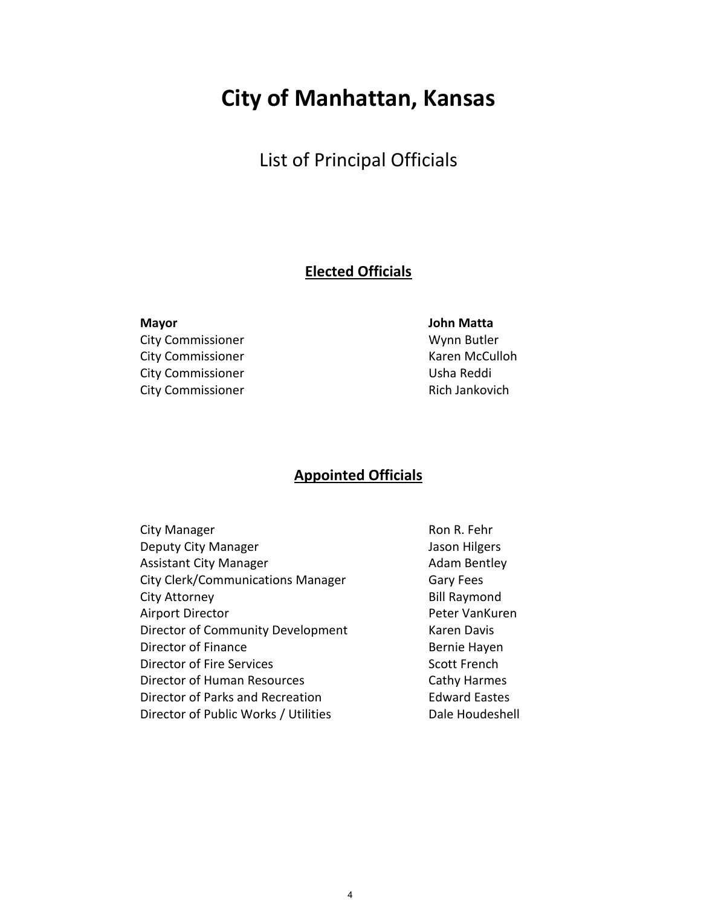# City of Manhattan, Kansas

## List of Principal Officials

### Elected Officials

| | |
|---|---|
| **Mayor** | **John Matta** |
| City Commissioner | Wynn Butler |
| City Commissioner | Karen McCulloh |
| City Commissioner | Usha Reddi |
| City Commissioner | Rich Jankovich |

### Appointed Officials

| | |
|---|---|
| City Manager | Ron R. Fehr |
| Deputy City Manager | Jason Hilgers |
| Assistant City Manager | Adam Bentley |
| City Clerk/Communications Manager | Gary Fees |
| City Attorney | Bill Raymond |
| Airport Director | Peter VanKuren |
| Director of Community Development | Karen Davis |
| Director of Finance | Bernie Hayen |
| Director of Fire Services | Scott French |
| Director of Human Resources | Cathy Harmes |
| Director of Parks and Recreation | Edward Eastes |
| Director of Public Works / Utilities | Dale Houdeshell |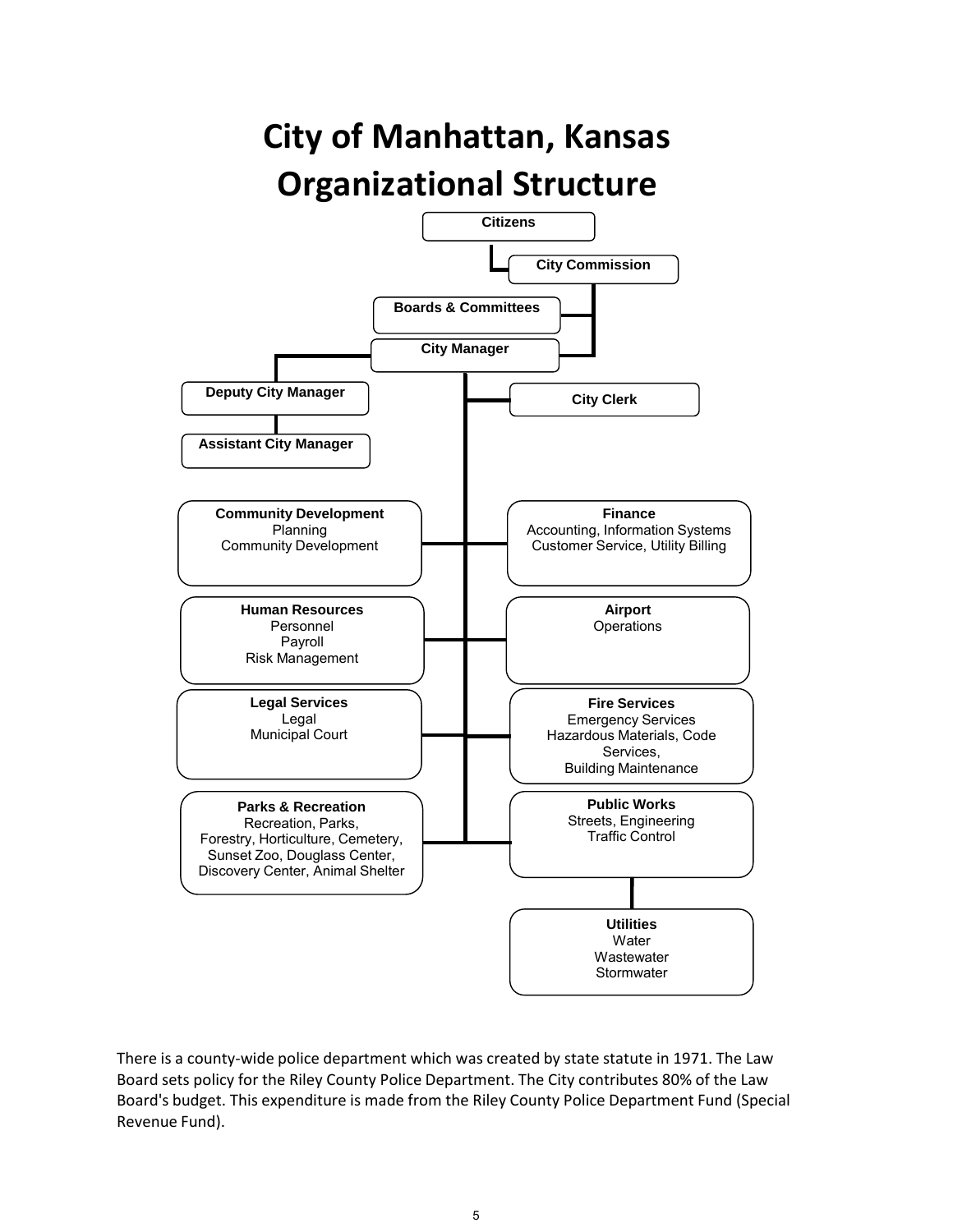# City of Manhattan, Kansas
# Organizational Structure

Citizens

City Commission

Boards & Committees

City Manager

Deputy City Manager

Assistant City Manager

City Clerk

**Community Development**
Planning
Community Development

**Finance**
Accounting, Information Systems
Customer Service, Utility Billing

**Human Resources**
Personnel
Payroll
Risk Management

**Airport**
Operations

**Legal Services**
Legal
Municipal Court

**Fire Services**
Emergency Services
Hazardous Materials, Code Services,
Building Maintenance

**Parks & Recreation**
Recreation, Parks,
Forestry, Horticulture, Cemetery,
Sunset Zoo, Douglass Center,
Discovery Center, Animal Shelter

**Public Works**
Streets, Engineering
Traffic Control

**Utilities**
Water
Wastewater
Stormwater

There is a county-wide police department which was created by state statute in 1971. The Law Board sets policy for the Riley County Police Department. The City contributes 80% of the Law Board's budget. This expenditure is made from the Riley County Police Department Fund (Special Revenue Fund).